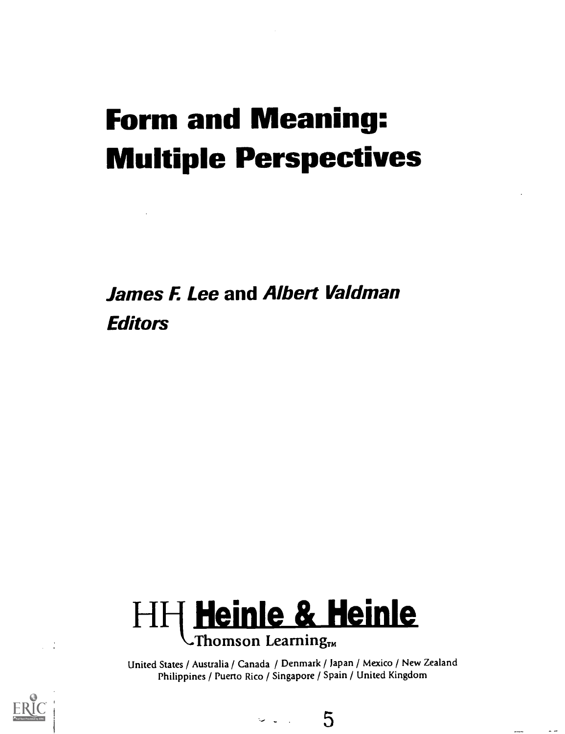# Form and Meaning: Multiple Perspectives

***James F. Lee*** **and** ***Albert Valdman***
***Editors***

HH **Heinle & Heinle**
Thomson Learning™

United States / Australia / Canada / Denmark / Japan / Mexico / New Zealand
Philippines / Puerto Rico / Singapore / Spain / United Kingdom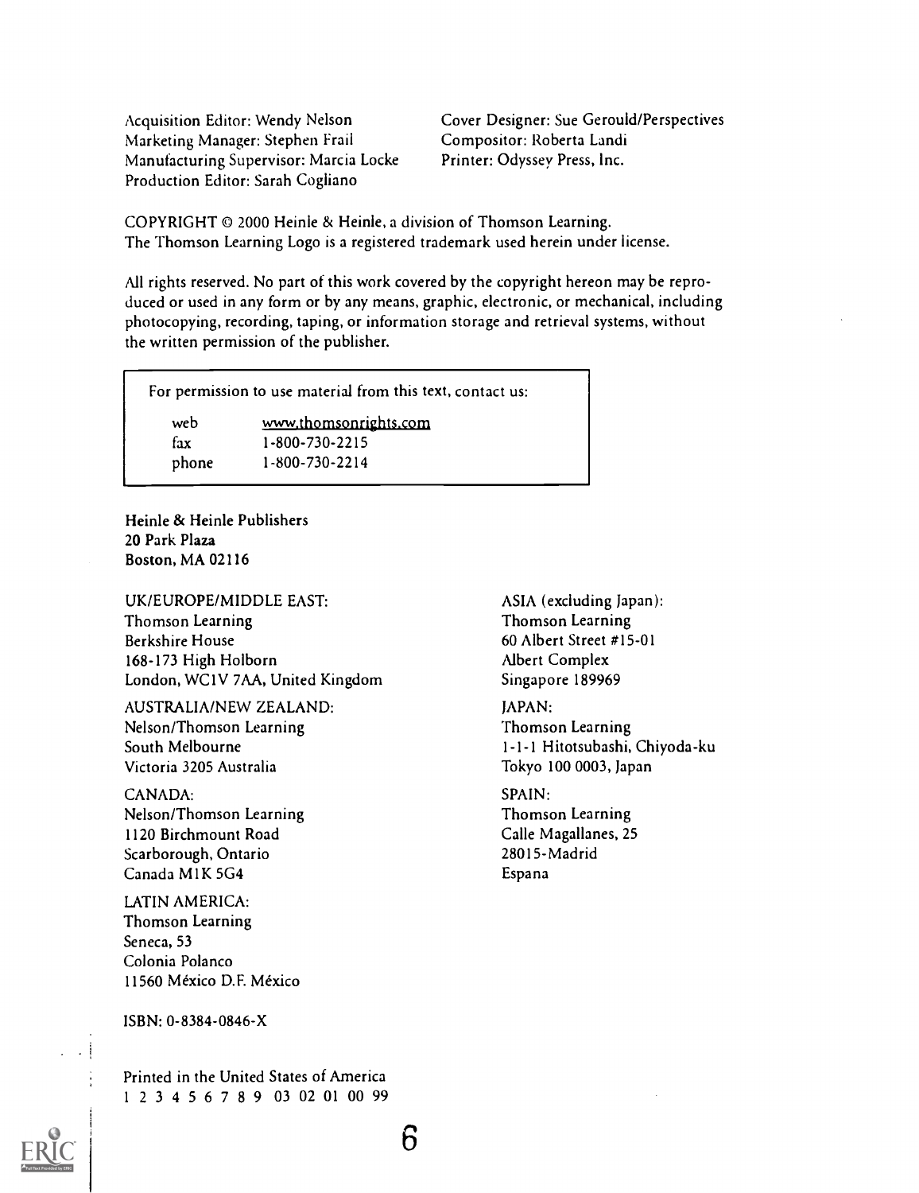Acquisition Editor: Wendy Nelson
Marketing Manager: Stephen Frail
Manufacturing Supervisor: Marcia Locke
Production Editor: Sarah Cogliano

Cover Designer: Sue Gerould/Perspectives
Compositor: Roberta Landi
Printer: Odyssey Press, Inc.

COPYRIGHT © 2000 Heinle & Heinle, a division of Thomson Learning.
The Thomson Learning Logo is a registered trademark used herein under license.

All rights reserved. No part of this work covered by the copyright hereon may be reproduced or used in any form or by any means, graphic, electronic, or mechanical, including photocopying, recording, taping, or information storage and retrieval systems, without the written permission of the publisher.

For permission to use material from this text, contact us:

| | |
|---|---|
| web | www.thomsonrights.com |
| fax | 1-800-730-2215 |
| phone | 1-800-730-2214 |

**Heinle & Heinle Publishers**
**20 Park Plaza**
**Boston, MA 02116**

UK/EUROPE/MIDDLE EAST:
Thomson Learning
Berkshire House
168-173 High Holborn
London, WC1V 7AA, United Kingdom

AUSTRALIA/NEW ZEALAND:
Nelson/Thomson Learning
South Melbourne
Victoria 3205 Australia

CANADA:
Nelson/Thomson Learning
1120 Birchmount Road
Scarborough, Ontario
Canada M1K 5G4

LATIN AMERICA:
Thomson Learning
Seneca, 53
Colonia Polanco
11560 México D.F. México

ASIA (excluding Japan):
Thomson Learning
60 Albert Street #15-01
Albert Complex
Singapore 189969

JAPAN:
Thomson Learning
1-1-1 Hitotsubashi, Chiyoda-ku
Tokyo 100 0003, Japan

SPAIN:
Thomson Learning
Calle Magallanes, 25
28015-Madrid
Espana

ISBN: 0-8384-0846-X

Printed in the United States of America
1 2 3 4 5 6 7 8 9 03 02 01 00 99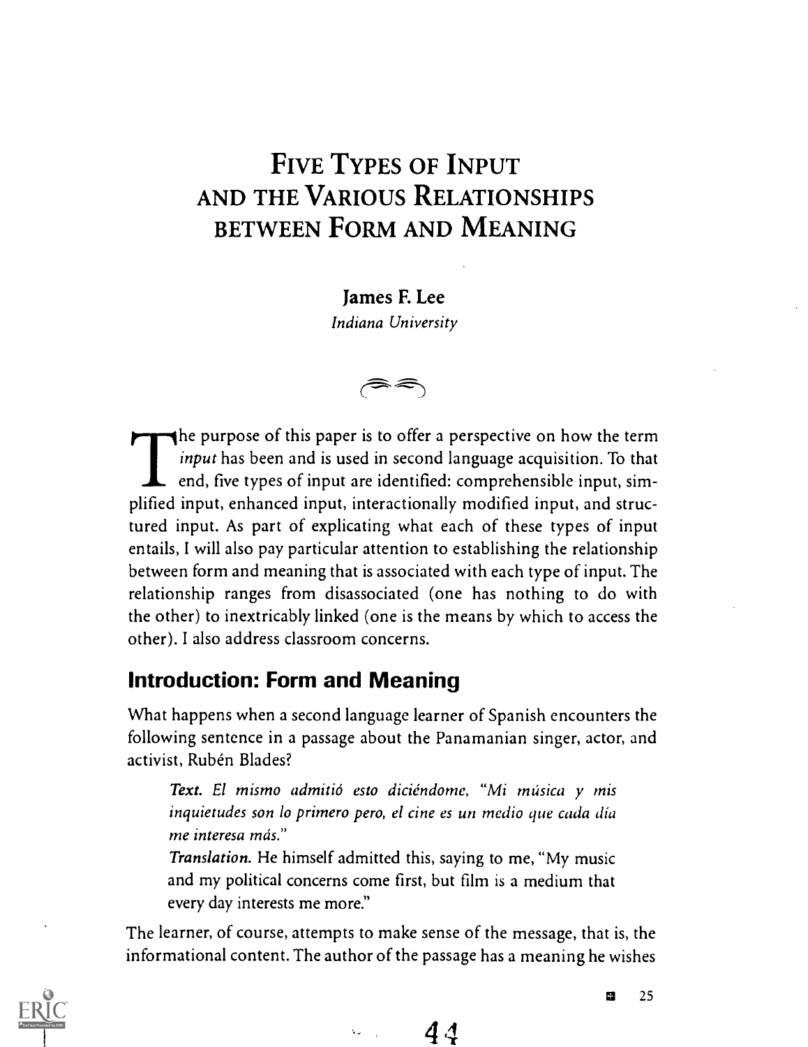# Five Types of Input and the Various Relationships between Form and Meaning

**James F. Lee**
*Indiana University*

The purpose of this paper is to offer a perspective on how the term *input* has been and is used in second language acquisition. To that end, five types of input are identified: comprehensible input, simplified input, enhanced input, interactionally modified input, and structured input. As part of explicating what each of these types of input entails, I will also pay particular attention to establishing the relationship between form and meaning that is associated with each type of input. The relationship ranges from disassociated (one has nothing to do with the other) to inextricably linked (one is the means by which to access the other). I also address classroom concerns.

## Introduction: Form and Meaning

What happens when a second language learner of Spanish encounters the following sentence in a passage about the Panamanian singer, actor, and activist, Rubén Blades?

> ***Text.*** *El mismo admitió esto diciéndome, "Mi música y mis inquietudes son lo primero pero, el cine es un medio que cada día me interesa más."*
>
> ***Translation.*** He himself admitted this, saying to me, "My music and my political concerns come first, but film is a medium that every day interests me more."

The learner, of course, attempts to make sense of the message, that is, the informational content. The author of the passage has a meaning he wishes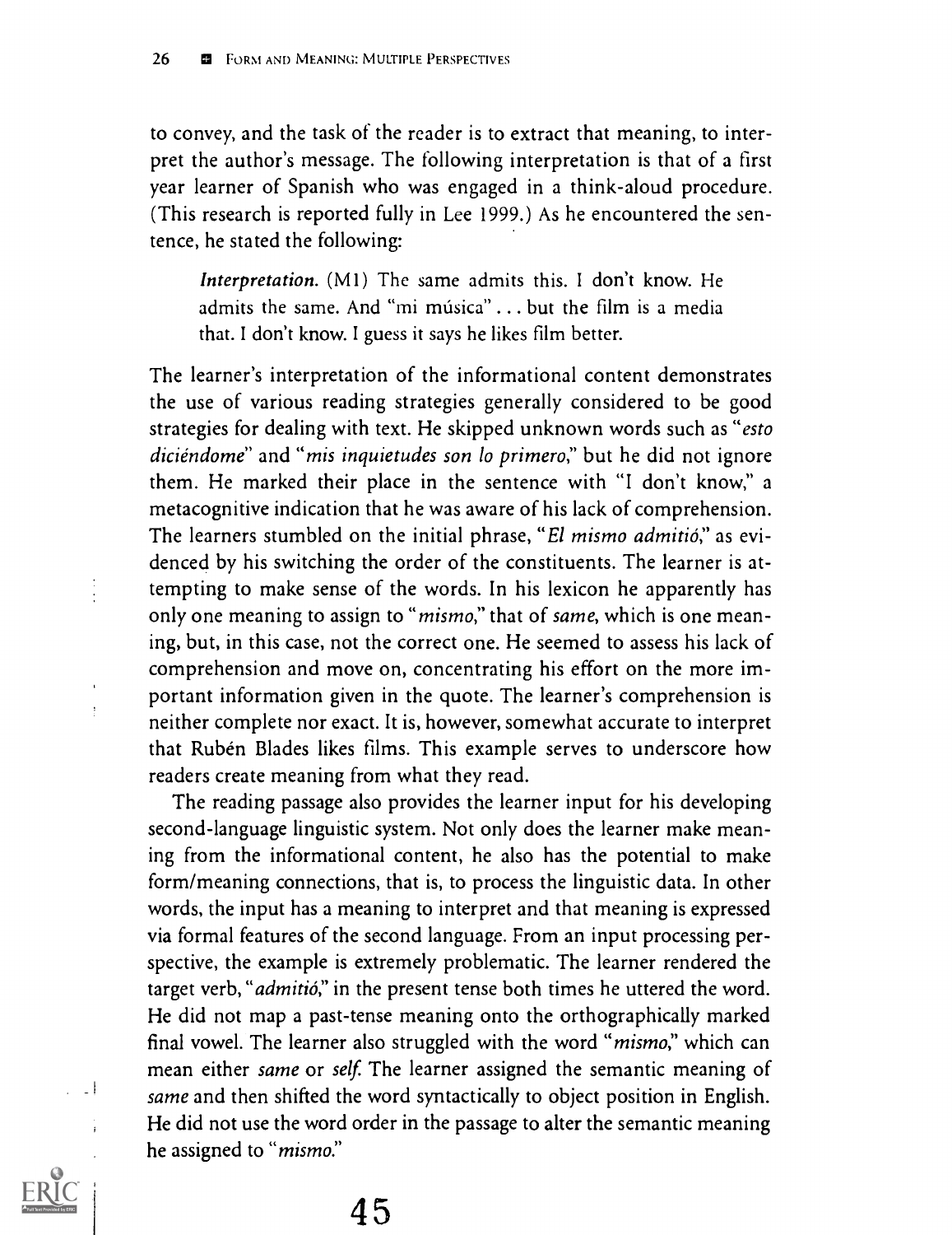to convey, and the task of the reader is to extract that meaning, to interpret the author's message. The following interpretation is that of a first year learner of Spanish who was engaged in a think-aloud procedure. (This research is reported fully in Lee 1999.) As he encountered the sentence, he stated the following:

> *Interpretation.* (M1) The same admits this. I don't know. He admits the same. And "mi música" . . . but the film is a media that. I don't know. I guess it says he likes film better.

The learner's interpretation of the informational content demonstrates the use of various reading strategies generally considered to be good strategies for dealing with text. He skipped unknown words such as "*esto diciéndome*" and "*mis inquietudes son lo primero*," but he did not ignore them. He marked their place in the sentence with "I don't know," a metacognitive indication that he was aware of his lack of comprehension. The learners stumbled on the initial phrase, "*El mismo admitió*," as evidenced by his switching the order of the constituents. The learner is attempting to make sense of the words. In his lexicon he apparently has only one meaning to assign to "*mismo*," that of *same*, which is one meaning, but, in this case, not the correct one. He seemed to assess his lack of comprehension and move on, concentrating his effort on the more important information given in the quote. The learner's comprehension is neither complete nor exact. It is, however, somewhat accurate to interpret that Rubén Blades likes films. This example serves to underscore how readers create meaning from what they read.

The reading passage also provides the learner input for his developing second-language linguistic system. Not only does the learner make meaning from the informational content, he also has the potential to make form/meaning connections, that is, to process the linguistic data. In other words, the input has a meaning to interpret and that meaning is expressed via formal features of the second language. From an input processing perspective, the example is extremely problematic. The learner rendered the target verb, "*admitió*," in the present tense both times he uttered the word. He did not map a past-tense meaning onto the orthographically marked final vowel. The learner also struggled with the word "*mismo*," which can mean either *same* or *self*. The learner assigned the semantic meaning of *same* and then shifted the word syntactically to object position in English. He did not use the word order in the passage to alter the semantic meaning he assigned to "*mismo*."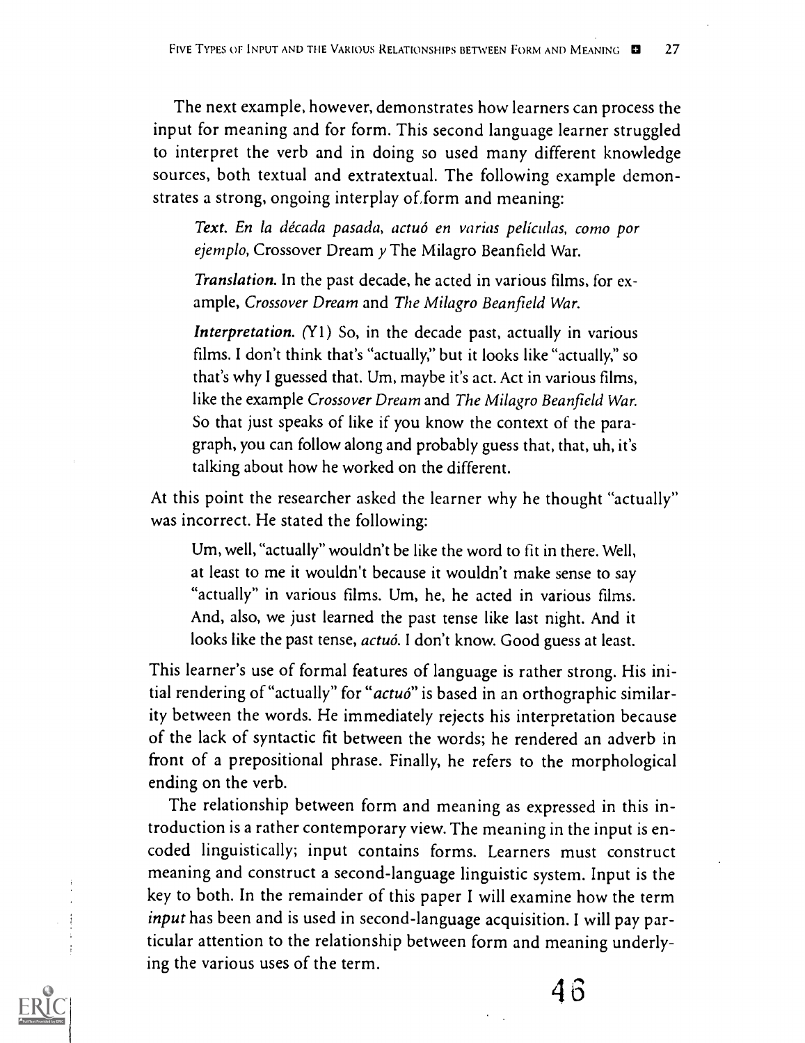The next example, however, demonstrates how learners can process the input for meaning and for form. This second language learner struggled to interpret the verb and in doing so used many different knowledge sources, both textual and extratextual. The following example demonstrates a strong, ongoing interplay of form and meaning:

> ***Text.*** *En la década pasada, actuó en varias películas, como por ejemplo,* Crossover Dream *y* The Milagro Beanfield War.
>
> ***Translation.*** In the past decade, he acted in various films, for example, *Crossover Dream* and *The Milagro Beanfield War.*
>
> ***Interpretation.*** (Y1) So, in the decade past, actually in various films. I don't think that's "actually," but it looks like "actually," so that's why I guessed that. Um, maybe it's act. Act in various films, like the example *Crossover Dream* and *The Milagro Beanfield War.* So that just speaks of like if you know the context of the paragraph, you can follow along and probably guess that, that, uh, it's talking about how he worked on the different.

At this point the researcher asked the learner why he thought "actually" was incorrect. He stated the following:

> Um, well, "actually" wouldn't be like the word to fit in there. Well, at least to me it wouldn't because it wouldn't make sense to say "actually" in various films. Um, he, he acted in various films. And, also, we just learned the past tense like last night. And it looks like the past tense, *actuó*. I don't know. Good guess at least.

This learner's use of formal features of language is rather strong. His initial rendering of "actually" for "*actuó*" is based in an orthographic similarity between the words. He immediately rejects his interpretation because of the lack of syntactic fit between the words; he rendered an adverb in front of a prepositional phrase. Finally, he refers to the morphological ending on the verb.

The relationship between form and meaning as expressed in this introduction is a rather contemporary view. The meaning in the input is encoded linguistically; input contains forms. Learners must construct meaning and construct a second-language linguistic system. Input is the key to both. In the remainder of this paper I will examine how the term *input* has been and is used in second-language acquisition. I will pay particular attention to the relationship between form and meaning underlying the various uses of the term.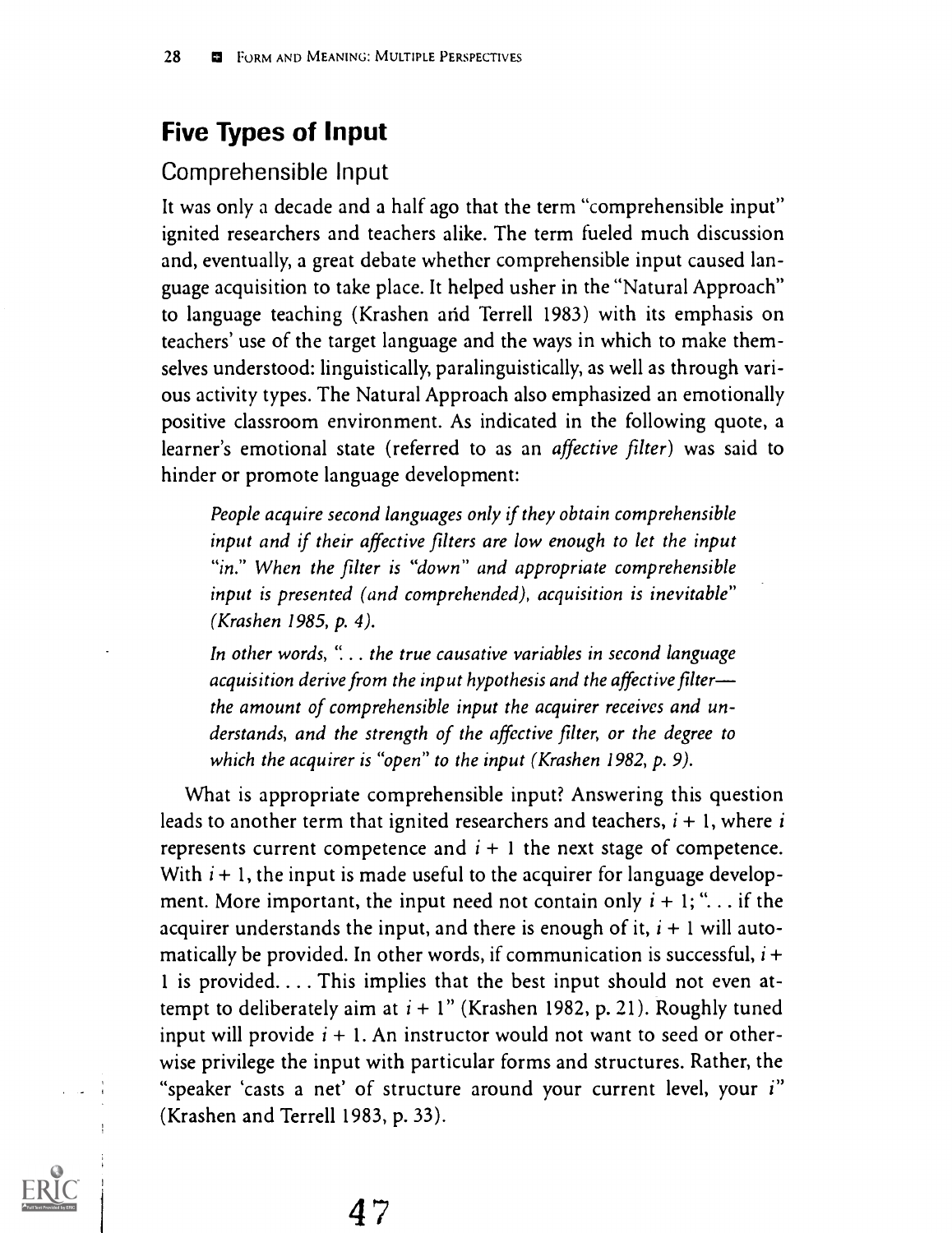## Five Types of Input

### Comprehensible Input

It was only a decade and a half ago that the term "comprehensible input" ignited researchers and teachers alike. The term fueled much discussion and, eventually, a great debate whether comprehensible input caused language acquisition to take place. It helped usher in the "Natural Approach" to language teaching (Krashen and Terrell 1983) with its emphasis on teachers' use of the target language and the ways in which to make themselves understood: linguistically, paralinguistically, as well as through various activity types. The Natural Approach also emphasized an emotionally positive classroom environment. As indicated in the following quote, a learner's emotional state (referred to as an *affective filter*) was said to hinder or promote language development:

> *People acquire second languages only if they obtain comprehensible input and if their affective filters are low enough to let the input "in." When the filter is "down" and appropriate comprehensible input is presented (and comprehended), acquisition is inevitable" (Krashen 1985, p. 4).*
>
> *In other words, ". . . the true causative variables in second language acquisition derive from the input hypothesis and the affective filter—the amount of comprehensible input the acquirer receives and understands, and the strength of the affective filter, or the degree to which the acquirer is "open" to the input (Krashen 1982, p. 9).*

What is appropriate comprehensible input? Answering this question leads to another term that ignited researchers and teachers, $i + 1$, where $i$ represents current competence and $i + 1$ the next stage of competence. With $i + 1$, the input is made useful to the acquirer for language development. More important, the input need not contain only $i + 1$; ". . . if the acquirer understands the input, and there is enough of it, $i + 1$ will automatically be provided. In other words, if communication is successful, $i + 1$ is provided. . . . This implies that the best input should not even attempt to deliberately aim at $i + 1$" (Krashen 1982, p. 21). Roughly tuned input will provide $i + 1$. An instructor would not want to seed or otherwise privilege the input with particular forms and structures. Rather, the "speaker 'casts a net' of structure around your current level, your $i$" (Krashen and Terrell 1983, p. 33).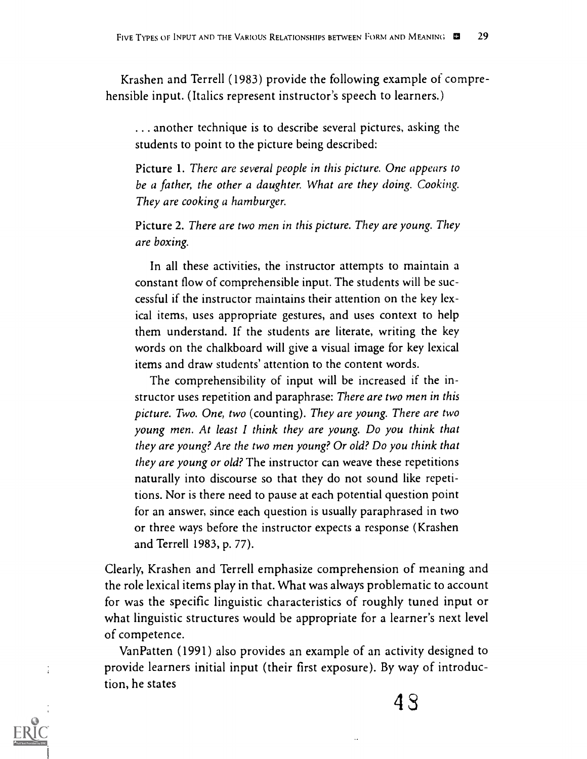Krashen and Terrell (1983) provide the following example of comprehensible input. (Italics represent instructor's speech to learners.)

> . . . another technique is to describe several pictures, asking the students to point to the picture being described:
>
> Picture 1. *There are several people in this picture. One appears to be a father, the other a daughter. What are they doing. Cooking. They are cooking a hamburger.*
>
> Picture 2. *There are two men in this picture. They are young. They are boxing.*
>
> In all these activities, the instructor attempts to maintain a constant flow of comprehensible input. The students will be successful if the instructor maintains their attention on the key lexical items, uses appropriate gestures, and uses context to help them understand. If the students are literate, writing the key words on the chalkboard will give a visual image for key lexical items and draw students' attention to the content words.
>
> The comprehensibility of input will be increased if the instructor uses repetition and paraphrase: *There are two men in this picture. Two. One, two* (counting). *They are young. There are two young men. At least I think they are young. Do you think that they are young? Are the two men young? Or old? Do you think that they are young or old?* The instructor can weave these repetitions naturally into discourse so that they do not sound like repetitions. Nor is there need to pause at each potential question point for an answer, since each question is usually paraphrased in two or three ways before the instructor expects a response (Krashen and Terrell 1983, p. 77).

Clearly, Krashen and Terrell emphasize comprehension of meaning and the role lexical items play in that. What was always problematic to account for was the specific linguistic characteristics of roughly tuned input or what linguistic structures would be appropriate for a learner's next level of competence.

VanPatten (1991) also provides an example of an activity designed to provide learners initial input (their first exposure). By way of introduction, he states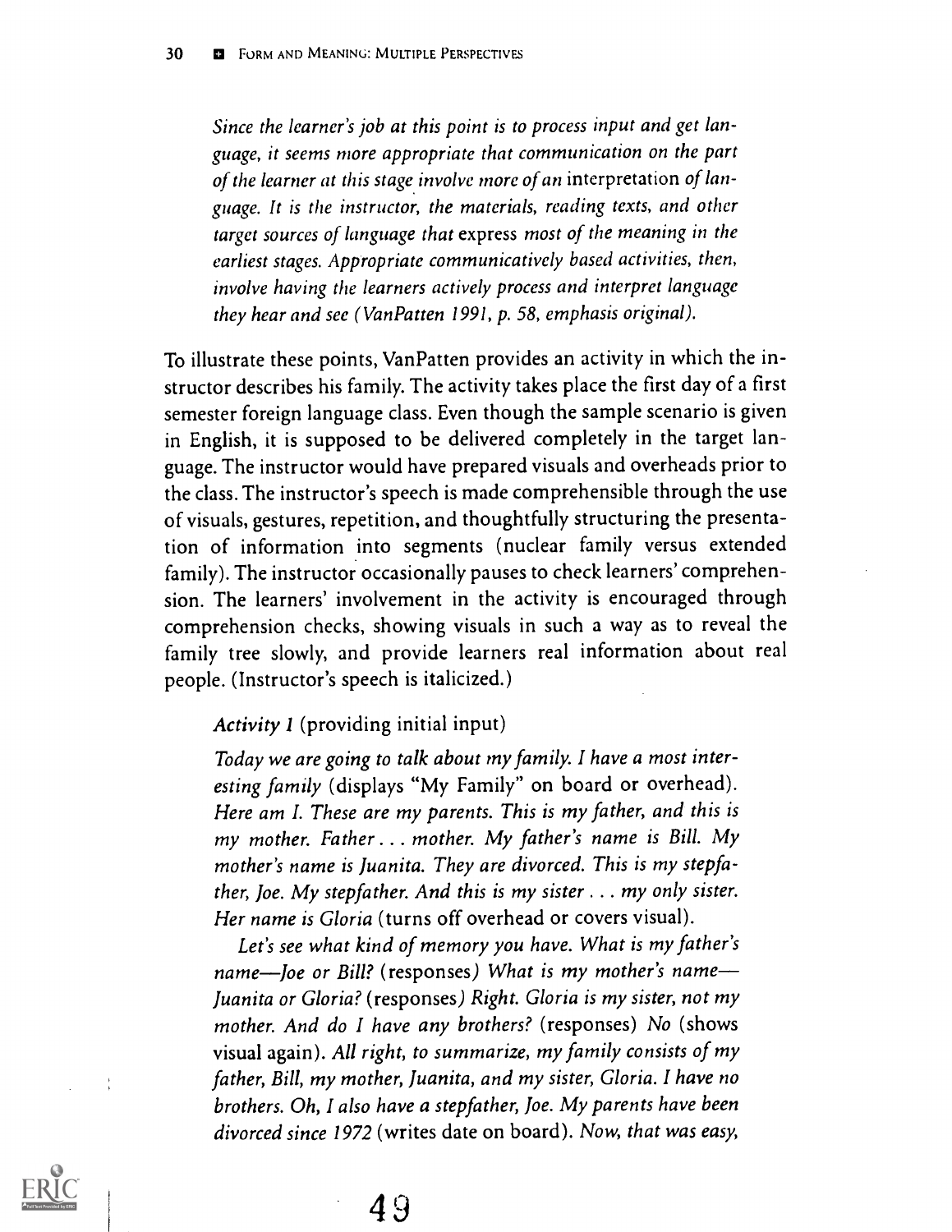*Since the learner's job at this point is to process input and get language, it seems more appropriate that communication on the part of the learner at this stage involve more of an* interpretation *of language. It is the instructor, the materials, reading texts, and other target sources of language that* express *most of the meaning in the earliest stages. Appropriate communicatively based activities, then, involve having the learners actively process and interpret language they hear and see (VanPatten 1991, p. 58, emphasis original).*

To illustrate these points, VanPatten provides an activity in which the instructor describes his family. The activity takes place the first day of a first semester foreign language class. Even though the sample scenario is given in English, it is supposed to be delivered completely in the target language. The instructor would have prepared visuals and overheads prior to the class. The instructor's speech is made comprehensible through the use of visuals, gestures, repetition, and thoughtfully structuring the presentation of information into segments (nuclear family versus extended family). The instructor occasionally pauses to check learners' comprehension. The learners' involvement in the activity is encouraged through comprehension checks, showing visuals in such a way as to reveal the family tree slowly, and provide learners real information about real people. (Instructor's speech is italicized.)

*Activity 1* (providing initial input)

*Today we are going to talk about my family. I have a most interesting family* (displays "My Family" on board or overhead). *Here am I. These are my parents. This is my father, and this is my mother. Father . . . mother. My father's name is Bill. My mother's name is Juanita. They are divorced. This is my stepfather, Joe. My stepfather. And this is my sister . . . my only sister. Her name is Gloria* (turns off overhead or covers visual).

*Let's see what kind of memory you have. What is my father's name—Joe or Bill?* (responses) *What is my mother's name—Juanita or Gloria?* (responses) *Right. Gloria is my sister, not my mother. And do I have any brothers?* (responses) *No* (shows visual again). *All right, to summarize, my family consists of my father, Bill, my mother, Juanita, and my sister, Gloria. I have no brothers. Oh, I also have a stepfather, Joe. My parents have been divorced since 1972* (writes date on board). *Now, that was easy,*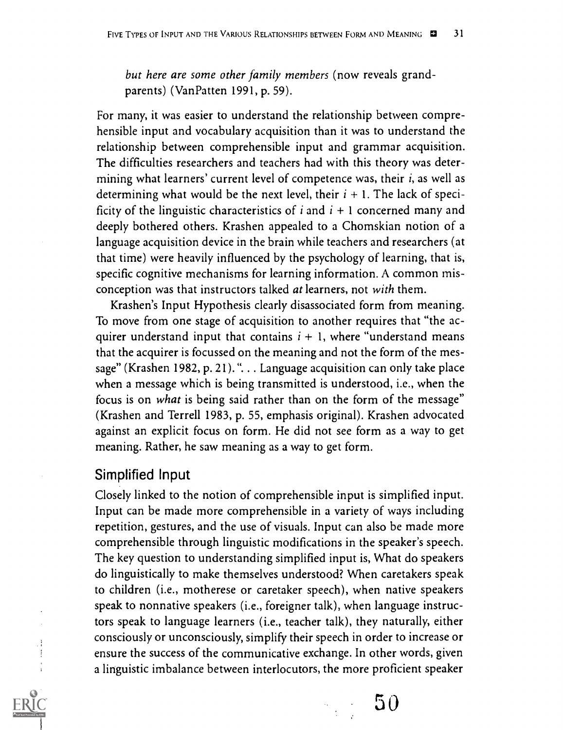*but here are some other family members* (now reveals grandparents) (VanPatten 1991, p. 59).

For many, it was easier to understand the relationship between comprehensible input and vocabulary acquisition than it was to understand the relationship between comprehensible input and grammar acquisition. The difficulties researchers and teachers had with this theory was determining what learners' current level of competence was, their *i*, as well as determining what would be the next level, their $i + 1$. The lack of specificity of the linguistic characteristics of *i* and $i + 1$ concerned many and deeply bothered others. Krashen appealed to a Chomskian notion of a language acquisition device in the brain while teachers and researchers (at that time) were heavily influenced by the psychology of learning, that is, specific cognitive mechanisms for learning information. A common misconception was that instructors talked *at* learners, not *with* them.

Krashen's Input Hypothesis clearly disassociated form from meaning. To move from one stage of acquisition to another requires that "the acquirer understand input that contains $i + 1$, where "understand means that the acquirer is focussed on the meaning and not the form of the message" (Krashen 1982, p. 21). ". . . Language acquisition can only take place when a message which is being transmitted is understood, i.e., when the focus is on *what* is being said rather than on the form of the message" (Krashen and Terrell 1983, p. 55, emphasis original). Krashen advocated against an explicit focus on form. He did not see form as a way to get meaning. Rather, he saw meaning as a way to get form.

## Simplified Input

Closely linked to the notion of comprehensible input is simplified input. Input can be made more comprehensible in a variety of ways including repetition, gestures, and the use of visuals. Input can also be made more comprehensible through linguistic modifications in the speaker's speech. The key question to understanding simplified input is, What do speakers do linguistically to make themselves understood? When caretakers speak to children (i.e., motherese or caretaker speech), when native speakers speak to nonnative speakers (i.e., foreigner talk), when language instructors speak to language learners (i.e., teacher talk), they naturally, either consciously or unconsciously, simplify their speech in order to increase or ensure the success of the communicative exchange. In other words, given a linguistic imbalance between interlocutors, the more proficient speaker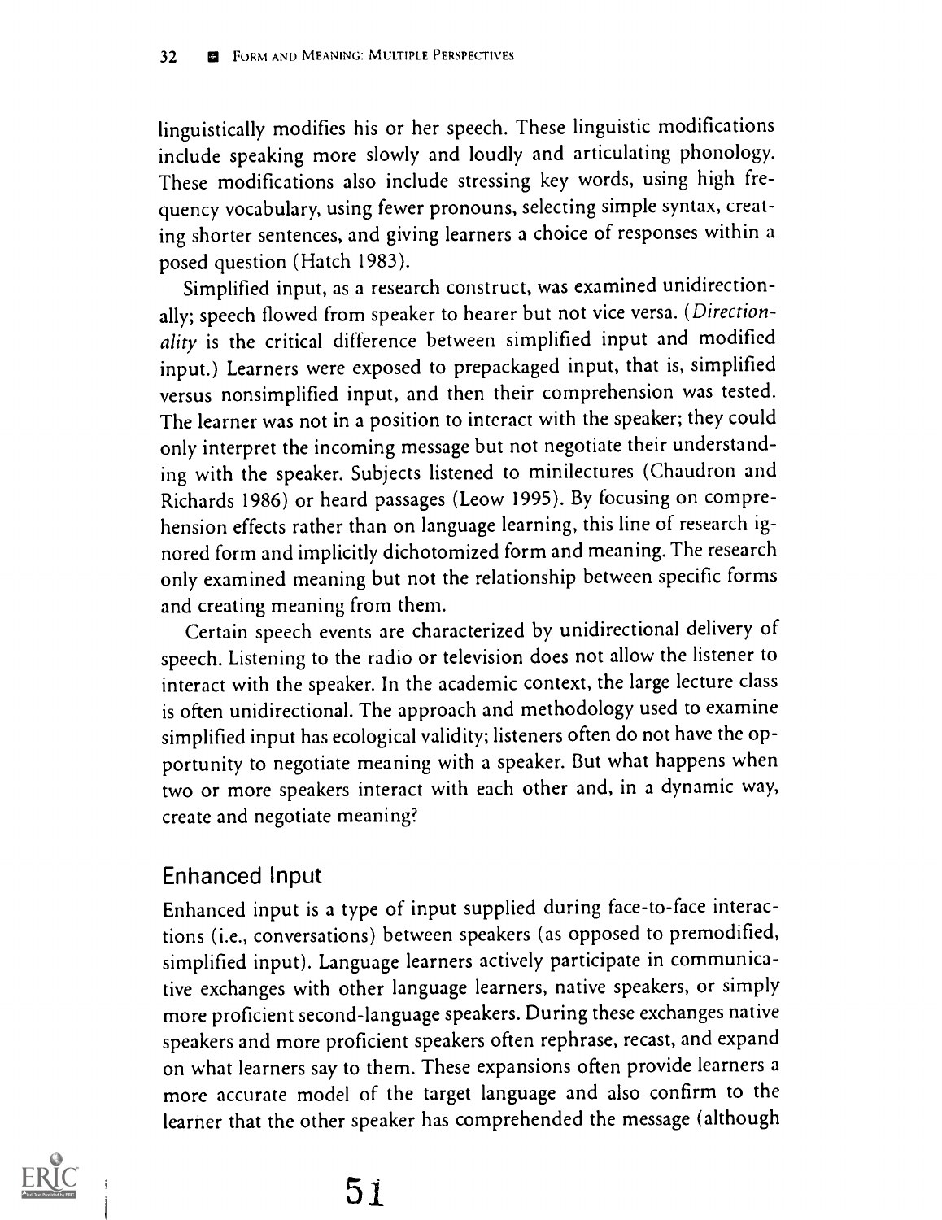linguistically modifies his or her speech. These linguistic modifications include speaking more slowly and loudly and articulating phonology. These modifications also include stressing key words, using high frequency vocabulary, using fewer pronouns, selecting simple syntax, creating shorter sentences, and giving learners a choice of responses within a posed question (Hatch 1983).

Simplified input, as a research construct, was examined unidirectionally; speech flowed from speaker to hearer but not vice versa. (*Directionality* is the critical difference between simplified input and modified input.) Learners were exposed to prepackaged input, that is, simplified versus nonsimplified input, and then their comprehension was tested. The learner was not in a position to interact with the speaker; they could only interpret the incoming message but not negotiate their understanding with the speaker. Subjects listened to minilectures (Chaudron and Richards 1986) or heard passages (Leow 1995). By focusing on comprehension effects rather than on language learning, this line of research ignored form and implicitly dichotomized form and meaning. The research only examined meaning but not the relationship between specific forms and creating meaning from them.

Certain speech events are characterized by unidirectional delivery of speech. Listening to the radio or television does not allow the listener to interact with the speaker. In the academic context, the large lecture class is often unidirectional. The approach and methodology used to examine simplified input has ecological validity; listeners often do not have the opportunity to negotiate meaning with a speaker. But what happens when two or more speakers interact with each other and, in a dynamic way, create and negotiate meaning?

## Enhanced Input

Enhanced input is a type of input supplied during face-to-face interactions (i.e., conversations) between speakers (as opposed to premodified, simplified input). Language learners actively participate in communicative exchanges with other language learners, native speakers, or simply more proficient second-language speakers. During these exchanges native speakers and more proficient speakers often rephrase, recast, and expand on what learners say to them. These expansions often provide learners a more accurate model of the target language and also confirm to the learner that the other speaker has comprehended the message (although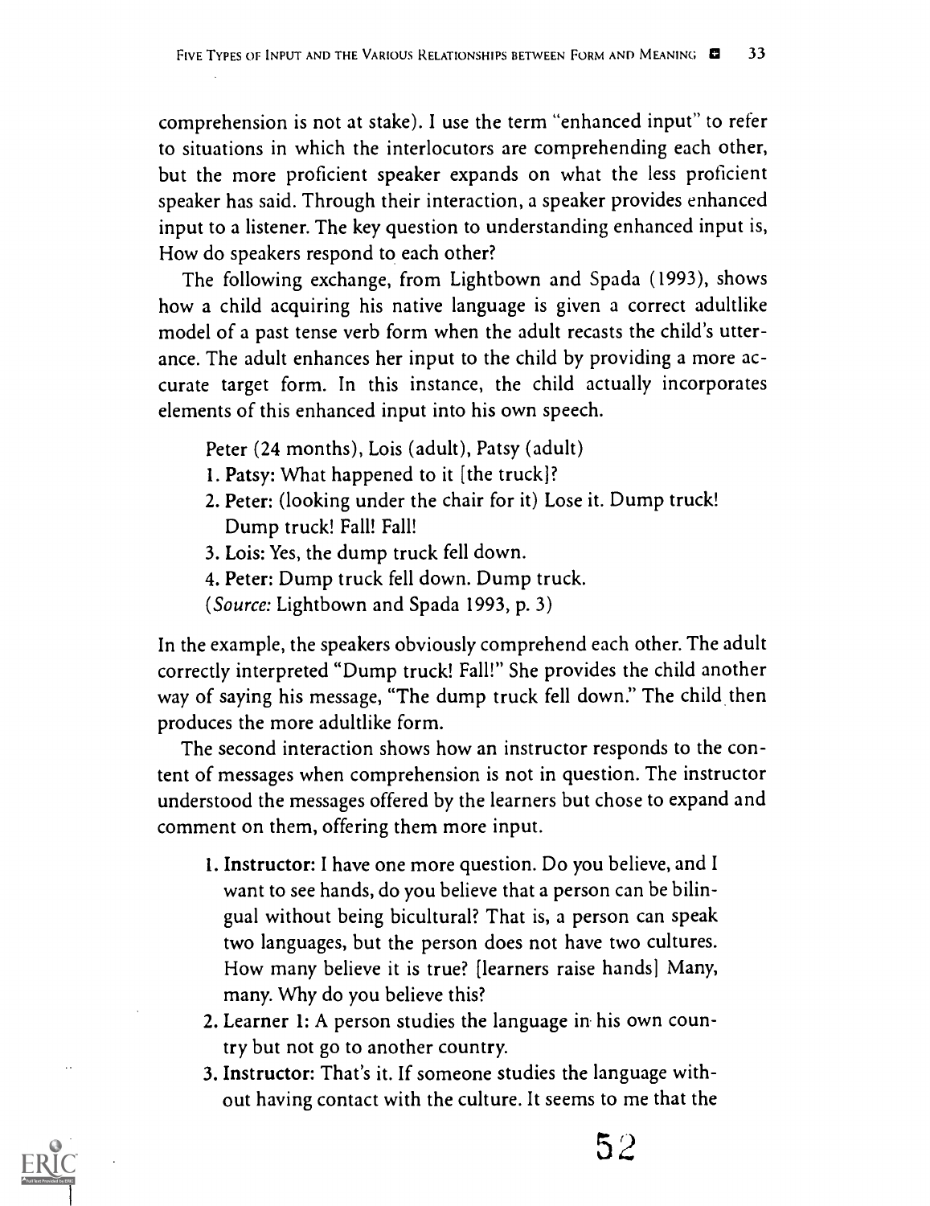comprehension is not at stake). I use the term "enhanced input" to refer to situations in which the interlocutors are comprehending each other, but the more proficient speaker expands on what the less proficient speaker has said. Through their interaction, a speaker provides enhanced input to a listener. The key question to understanding enhanced input is, How do speakers respond to each other?

The following exchange, from Lightbown and Spada (1993), shows how a child acquiring his native language is given a correct adultlike model of a past tense verb form when the adult recasts the child's utterance. The adult enhances her input to the child by providing a more accurate target form. In this instance, the child actually incorporates elements of this enhanced input into his own speech.

Peter (24 months), Lois (adult), Patsy (adult)

1. **Patsy:** What happened to it [the truck]?
2. **Peter:** (looking under the chair for it) Lose it. Dump truck! Dump truck! Fall! Fall!
3. **Lois:** Yes, the dump truck fell down.
4. **Peter:** Dump truck fell down. Dump truck.

(*Source:* Lightbown and Spada 1993, p. 3)

In the example, the speakers obviously comprehend each other. The adult correctly interpreted "Dump truck! Fall!" She provides the child another way of saying his message, "The dump truck fell down." The child then produces the more adultlike form.

The second interaction shows how an instructor responds to the content of messages when comprehension is not in question. The instructor understood the messages offered by the learners but chose to expand and comment on them, offering them more input.

1. **Instructor:** I have one more question. Do you believe, and I want to see hands, do you believe that a person can be bilingual without being bicultural? That is, a person can speak two languages, but the person does not have two cultures. How many believe it is true? [learners raise hands] Many, many. Why do you believe this?
2. **Learner 1:** A person studies the language in his own country but not go to another country.
3. **Instructor:** That's it. If someone studies the language without having contact with the culture. It seems to me that the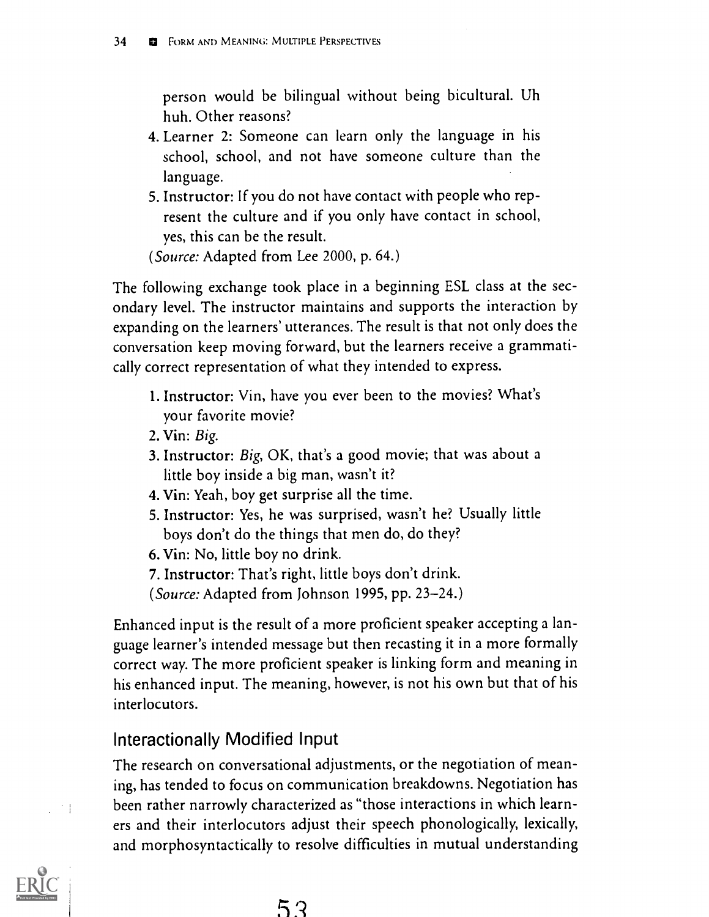person would be bilingual without being bicultural. Uh huh. Other reasons?

4. **Learner 2:** Someone can learn only the language in his school, school, and not have someone culture than the language.
5. **Instructor:** If you do not have contact with people who represent the culture and if you only have contact in school, yes, this can be the result.

(*Source:* Adapted from Lee 2000, p. 64.)

The following exchange took place in a beginning ESL class at the secondary level. The instructor maintains and supports the interaction by expanding on the learners' utterances. The result is that not only does the conversation keep moving forward, but the learners receive a grammatically correct representation of what they intended to express.

1. **Instructor:** Vin, have you ever been to the movies? What's your favorite movie?
2. **Vin:** *Big.*
3. **Instructor:** *Big,* OK, that's a good movie; that was about a little boy inside a big man, wasn't it?
4. **Vin:** Yeah, boy get surprise all the time.
5. **Instructor:** Yes, he was surprised, wasn't he? Usually little boys don't do the things that men do, do they?
6. **Vin:** No, little boy no drink.
7. **Instructor:** That's right, little boys don't drink.

(*Source:* Adapted from Johnson 1995, pp. 23–24.)

Enhanced input is the result of a more proficient speaker accepting a language learner's intended message but then recasting it in a more formally correct way. The more proficient speaker is linking form and meaning in his enhanced input. The meaning, however, is not his own but that of his interlocutors.

## Interactionally Modified Input

The research on conversational adjustments, or the negotiation of meaning, has tended to focus on communication breakdowns. Negotiation has been rather narrowly characterized as "those interactions in which learners and their interlocutors adjust their speech phonologically, lexically, and morphosyntactically to resolve difficulties in mutual understanding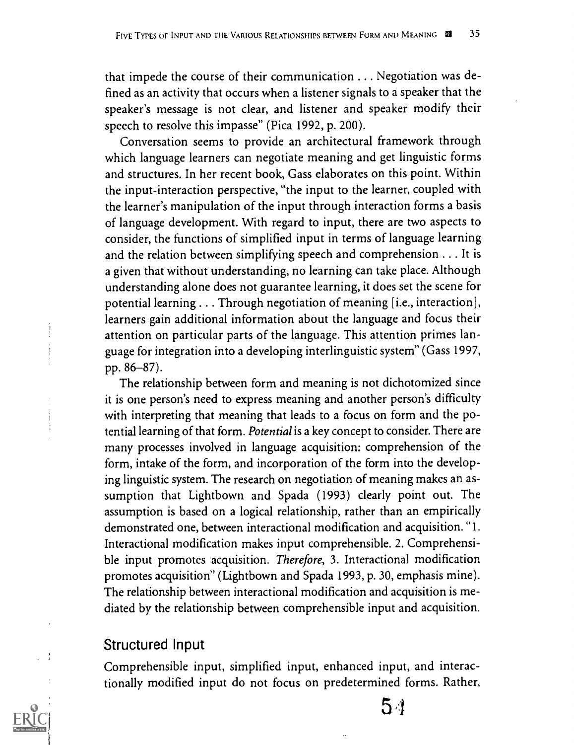that impede the course of their communication . . . Negotiation was defined as an activity that occurs when a listener signals to a speaker that the speaker's message is not clear, and listener and speaker modify their speech to resolve this impasse" (Pica 1992, p. 200).

Conversation seems to provide an architectural framework through which language learners can negotiate meaning and get linguistic forms and structures. In her recent book, Gass elaborates on this point. Within the input-interaction perspective, "the input to the learner, coupled with the learner's manipulation of the input through interaction forms a basis of language development. With regard to input, there are two aspects to consider, the functions of simplified input in terms of language learning and the relation between simplifying speech and comprehension . . . It is a given that without understanding, no learning can take place. Although understanding alone does not guarantee learning, it does set the scene for potential learning . . . Through negotiation of meaning [i.e., interaction], learners gain additional information about the language and focus their attention on particular parts of the language. This attention primes language for integration into a developing interlinguistic system" (Gass 1997, pp. 86–87).

The relationship between form and meaning is not dichotomized since it is one person's need to express meaning and another person's difficulty with interpreting that meaning that leads to a focus on form and the potential learning of that form. *Potential* is a key concept to consider. There are many processes involved in language acquisition: comprehension of the form, intake of the form, and incorporation of the form into the developing linguistic system. The research on negotiation of meaning makes an assumption that Lightbown and Spada (1993) clearly point out. The assumption is based on a logical relationship, rather than an empirically demonstrated one, between interactional modification and acquisition. "1. Interactional modification makes input comprehensible. 2. Comprehensible input promotes acquisition. *Therefore*, 3. Interactional modification promotes acquisition" (Lightbown and Spada 1993, p. 30, emphasis mine). The relationship between interactional modification and acquisition is mediated by the relationship between comprehensible input and acquisition.

## Structured Input

Comprehensible input, simplified input, enhanced input, and interactionally modified input do not focus on predetermined forms. Rather,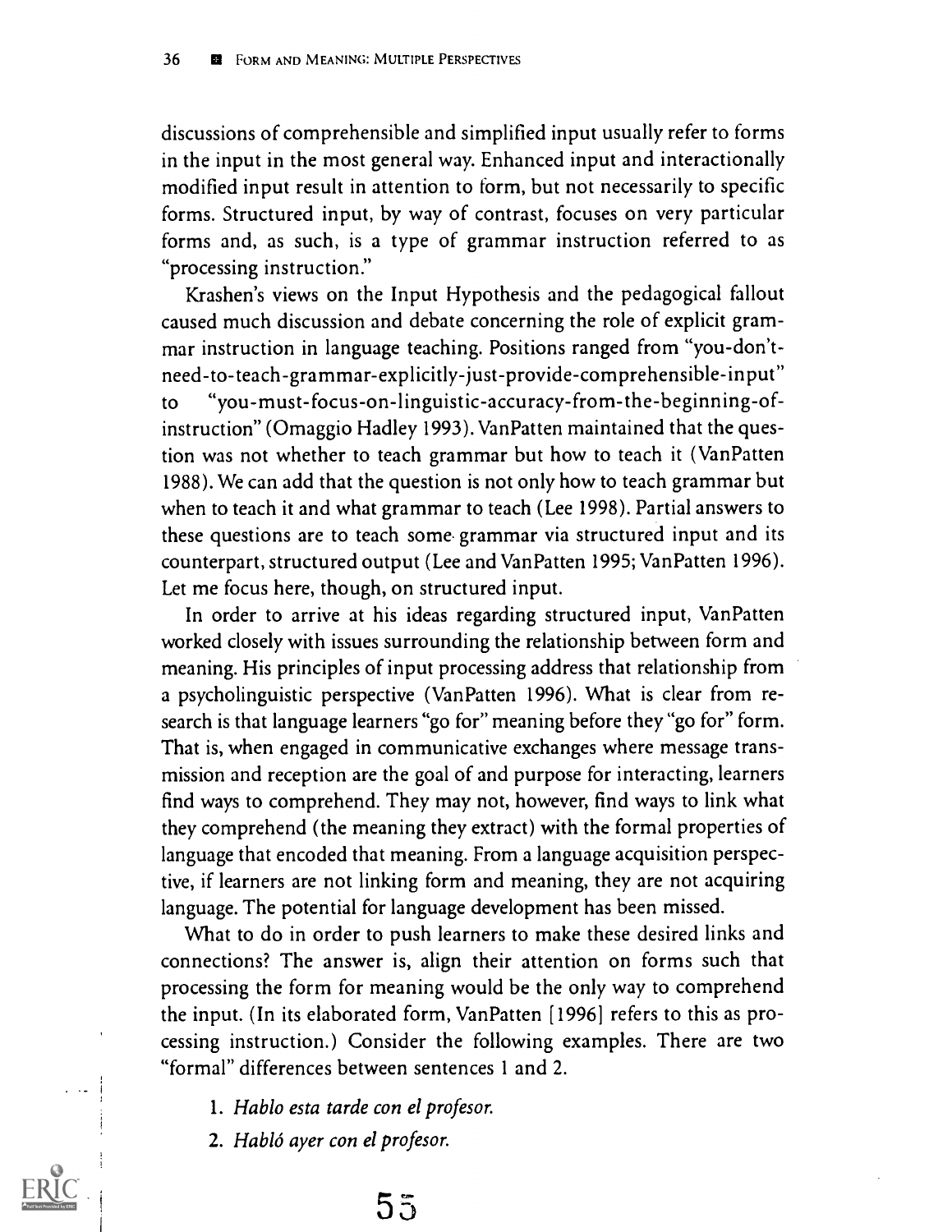discussions of comprehensible and simplified input usually refer to forms in the input in the most general way. Enhanced input and interactionally modified input result in attention to form, but not necessarily to specific forms. Structured input, by way of contrast, focuses on very particular forms and, as such, is a type of grammar instruction referred to as "processing instruction."

Krashen's views on the Input Hypothesis and the pedagogical fallout caused much discussion and debate concerning the role of explicit grammar instruction in language teaching. Positions ranged from "you-don't-need-to-teach-grammar-explicitly-just-provide-comprehensible-input" to "you-must-focus-on-linguistic-accuracy-from-the-beginning-of-instruction" (Omaggio Hadley 1993). VanPatten maintained that the question was not whether to teach grammar but how to teach it (VanPatten 1988). We can add that the question is not only how to teach grammar but when to teach it and what grammar to teach (Lee 1998). Partial answers to these questions are to teach some grammar via structured input and its counterpart, structured output (Lee and VanPatten 1995; VanPatten 1996). Let me focus here, though, on structured input.

In order to arrive at his ideas regarding structured input, VanPatten worked closely with issues surrounding the relationship between form and meaning. His principles of input processing address that relationship from a psycholinguistic perspective (VanPatten 1996). What is clear from research is that language learners "go for" meaning before they "go for" form. That is, when engaged in communicative exchanges where message transmission and reception are the goal of and purpose for interacting, learners find ways to comprehend. They may not, however, find ways to link what they comprehend (the meaning they extract) with the formal properties of language that encoded that meaning. From a language acquisition perspective, if learners are not linking form and meaning, they are not acquiring language. The potential for language development has been missed.

What to do in order to push learners to make these desired links and connections? The answer is, align their attention on forms such that processing the form for meaning would be the only way to comprehend the input. (In its elaborated form, VanPatten [1996] refers to this as processing instruction.) Consider the following examples. There are two "formal" differences between sentences 1 and 2.

1. *Hablo esta tarde con el profesor.*
2. *Habló ayer con el profesor.*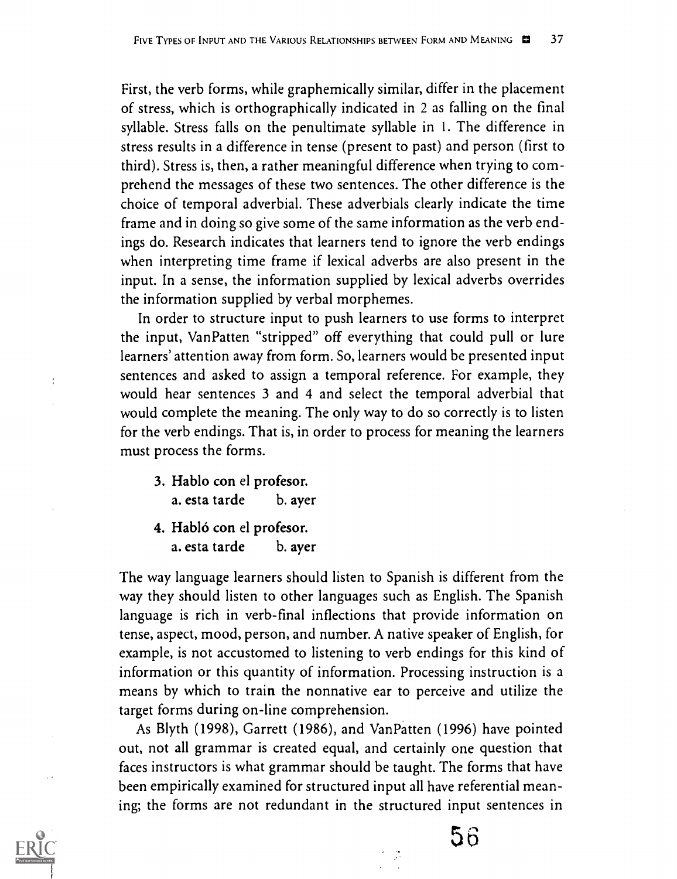First, the verb forms, while graphemically similar, differ in the placement of stress, which is orthographically indicated in 2 as falling on the final syllable. Stress falls on the penultimate syllable in 1. The difference in stress results in a difference in tense (present to past) and person (first to third). Stress is, then, a rather meaningful difference when trying to comprehend the messages of these two sentences. The other difference is the choice of temporal adverbial. These adverbials clearly indicate the time frame and in doing so give some of the same information as the verb endings do. Research indicates that learners tend to ignore the verb endings when interpreting time frame if lexical adverbs are also present in the input. In a sense, the information supplied by lexical adverbs overrides the information supplied by verbal morphemes.

In order to structure input to push learners to use forms to interpret the input, VanPatten "stripped" off everything that could pull or lure learners' attention away from form. So, learners would be presented input sentences and asked to assign a temporal reference. For example, they would hear sentences 3 and 4 and select the temporal adverbial that would complete the meaning. The only way to do so correctly is to listen for the verb endings. That is, in order to process for meaning the learners must process the forms.

3. **Hablo con el profesor.**
   a. esta tarde    b. ayer

4. **Habló con el profesor.**
   a. esta tarde    b. ayer

The way language learners should listen to Spanish is different from the way they should listen to other languages such as English. The Spanish language is rich in verb-final inflections that provide information on tense, aspect, mood, person, and number. A native speaker of English, for example, is not accustomed to listening to verb endings for this kind of information or this quantity of information. Processing instruction is a means by which to train the nonnative ear to perceive and utilize the target forms during on-line comprehension.

As Blyth (1998), Garrett (1986), and VanPatten (1996) have pointed out, not all grammar is created equal, and certainly one question that faces instructors is what grammar should be taught. The forms that have been empirically examined for structured input all have referential meaning; the forms are not redundant in the structured input sentences in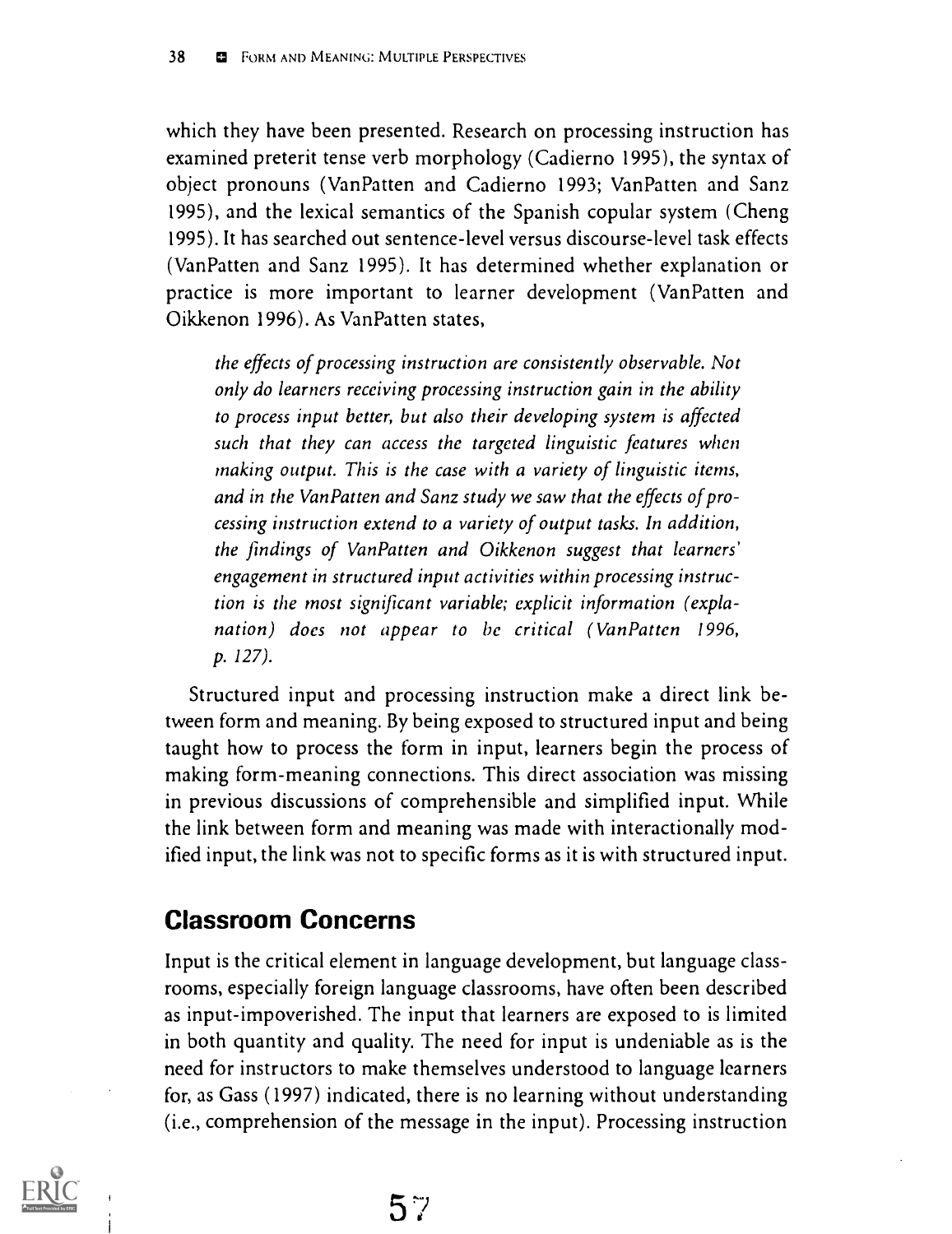which they have been presented. Research on processing instruction has examined preterit tense verb morphology (Cadierno 1995), the syntax of object pronouns (VanPatten and Cadierno 1993; VanPatten and Sanz 1995), and the lexical semantics of the Spanish copular system (Cheng 1995). It has searched out sentence-level versus discourse-level task effects (VanPatten and Sanz 1995). It has determined whether explanation or practice is more important to learner development (VanPatten and Oikkenon 1996). As VanPatten states,

> *the effects of processing instruction are consistently observable. Not only do learners receiving processing instruction gain in the ability to process input better, but also their developing system is affected such that they can access the targeted linguistic features when making output. This is the case with a variety of linguistic items, and in the VanPatten and Sanz study we saw that the effects of processing instruction extend to a variety of output tasks. In addition, the findings of VanPatten and Oikkenon suggest that learners' engagement in structured input activities within processing instruction is the most significant variable; explicit information (explanation) does not appear to be critical (VanPatten 1996, p. 127).*

Structured input and processing instruction make a direct link between form and meaning. By being exposed to structured input and being taught how to process the form in input, learners begin the process of making form-meaning connections. This direct association was missing in previous discussions of comprehensible and simplified input. While the link between form and meaning was made with interactionally modified input, the link was not to specific forms as it is with structured input.

## Classroom Concerns

Input is the critical element in language development, but language classrooms, especially foreign language classrooms, have often been described as input-impoverished. The input that learners are exposed to is limited in both quantity and quality. The need for input is undeniable as is the need for instructors to make themselves understood to language learners for, as Gass (1997) indicated, there is no learning without understanding (i.e., comprehension of the message in the input). Processing instruction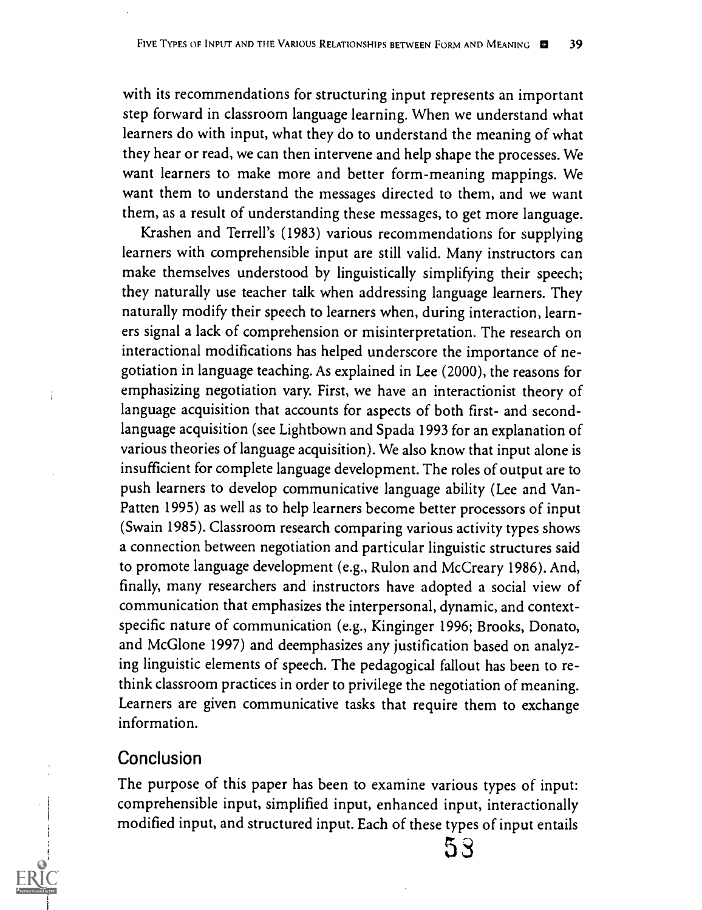with its recommendations for structuring input represents an important step forward in classroom language learning. When we understand what learners do with input, what they do to understand the meaning of what they hear or read, we can then intervene and help shape the processes. We want learners to make more and better form-meaning mappings. We want them to understand the messages directed to them, and we want them, as a result of understanding these messages, to get more language.

Krashen and Terrell's (1983) various recommendations for supplying learners with comprehensible input are still valid. Many instructors can make themselves understood by linguistically simplifying their speech; they naturally use teacher talk when addressing language learners. They naturally modify their speech to learners when, during interaction, learners signal a lack of comprehension or misinterpretation. The research on interactional modifications has helped underscore the importance of negotiation in language teaching. As explained in Lee (2000), the reasons for emphasizing negotiation vary. First, we have an interactionist theory of language acquisition that accounts for aspects of both first- and second-language acquisition (see Lightbown and Spada 1993 for an explanation of various theories of language acquisition). We also know that input alone is insufficient for complete language development. The roles of output are to push learners to develop communicative language ability (Lee and VanPatten 1995) as well as to help learners become better processors of input (Swain 1985). Classroom research comparing various activity types shows a connection between negotiation and particular linguistic structures said to promote language development (e.g., Rulon and McCreary 1986). And, finally, many researchers and instructors have adopted a social view of communication that emphasizes the interpersonal, dynamic, and context-specific nature of communication (e.g., Kinginger 1996; Brooks, Donato, and McGlone 1997) and deemphasizes any justification based on analyzing linguistic elements of speech. The pedagogical fallout has been to rethink classroom practices in order to privilege the negotiation of meaning. Learners are given communicative tasks that require them to exchange information.

## Conclusion

The purpose of this paper has been to examine various types of input: comprehensible input, simplified input, enhanced input, interactionally modified input, and structured input. Each of these types of input entails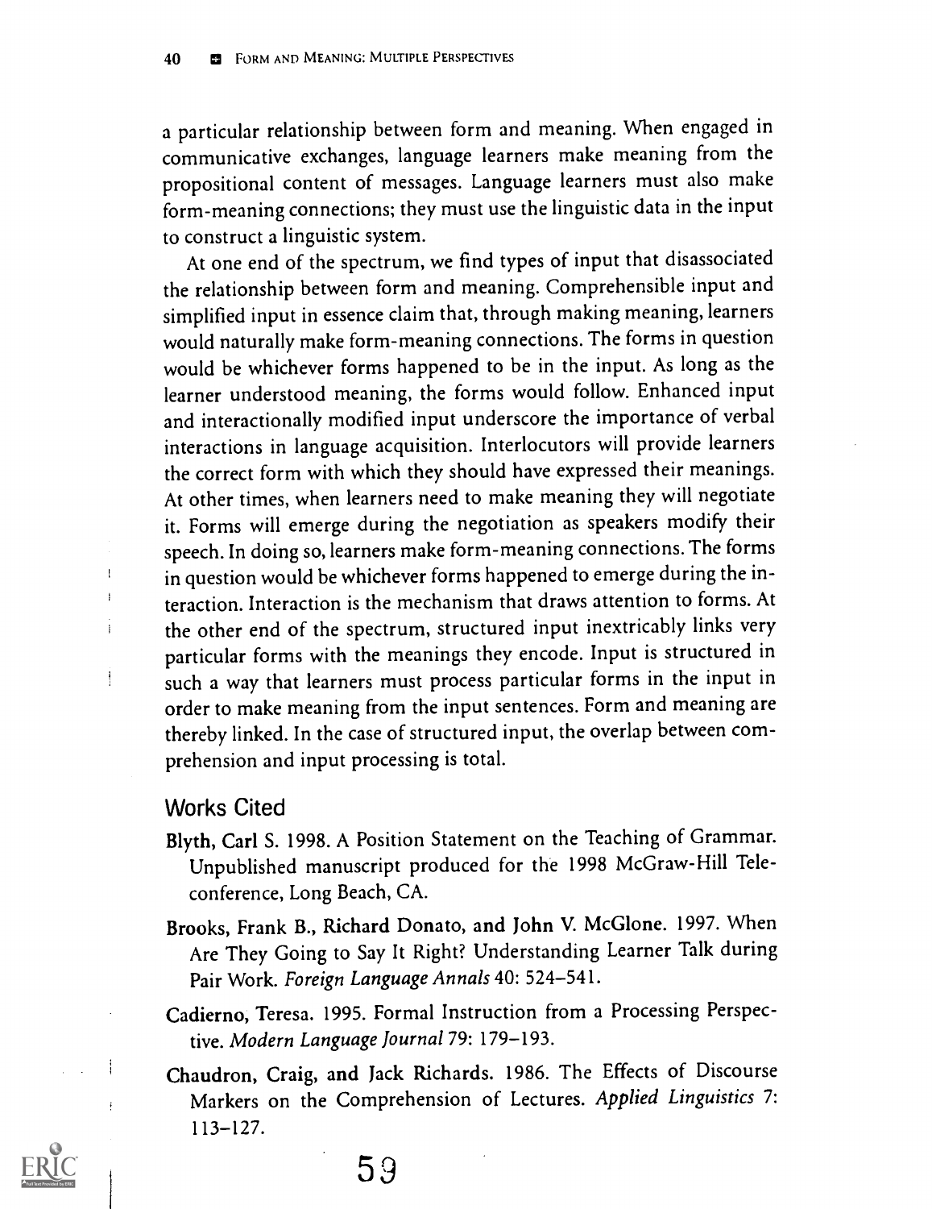a particular relationship between form and meaning. When engaged in communicative exchanges, language learners make meaning from the propositional content of messages. Language learners must also make form-meaning connections; they must use the linguistic data in the input to construct a linguistic system.

At one end of the spectrum, we find types of input that disassociated the relationship between form and meaning. Comprehensible input and simplified input in essence claim that, through making meaning, learners would naturally make form-meaning connections. The forms in question would be whichever forms happened to be in the input. As long as the learner understood meaning, the forms would follow. Enhanced input and interactionally modified input underscore the importance of verbal interactions in language acquisition. Interlocutors will provide learners the correct form with which they should have expressed their meanings. At other times, when learners need to make meaning they will negotiate it. Forms will emerge during the negotiation as speakers modify their speech. In doing so, learners make form-meaning connections. The forms in question would be whichever forms happened to emerge during the interaction. Interaction is the mechanism that draws attention to forms. At the other end of the spectrum, structured input inextricably links very particular forms with the meanings they encode. Input is structured in such a way that learners must process particular forms in the input in order to make meaning from the input sentences. Form and meaning are thereby linked. In the case of structured input, the overlap between comprehension and input processing is total.

## Works Cited

**Blyth, Carl S.** 1998. A Position Statement on the Teaching of Grammar. Unpublished manuscript produced for the 1998 McGraw-Hill Teleconference, Long Beach, CA.

**Brooks, Frank B., Richard Donato, and John V. McGlone.** 1997. When Are They Going to Say It Right? Understanding Learner Talk during Pair Work. *Foreign Language Annals* 40: 524–541.

**Cadierno, Teresa.** 1995. Formal Instruction from a Processing Perspective. *Modern Language Journal* 79: 179–193.

**Chaudron, Craig, and Jack Richards.** 1986. The Effects of Discourse Markers on the Comprehension of Lectures. *Applied Linguistics* 7: 113–127.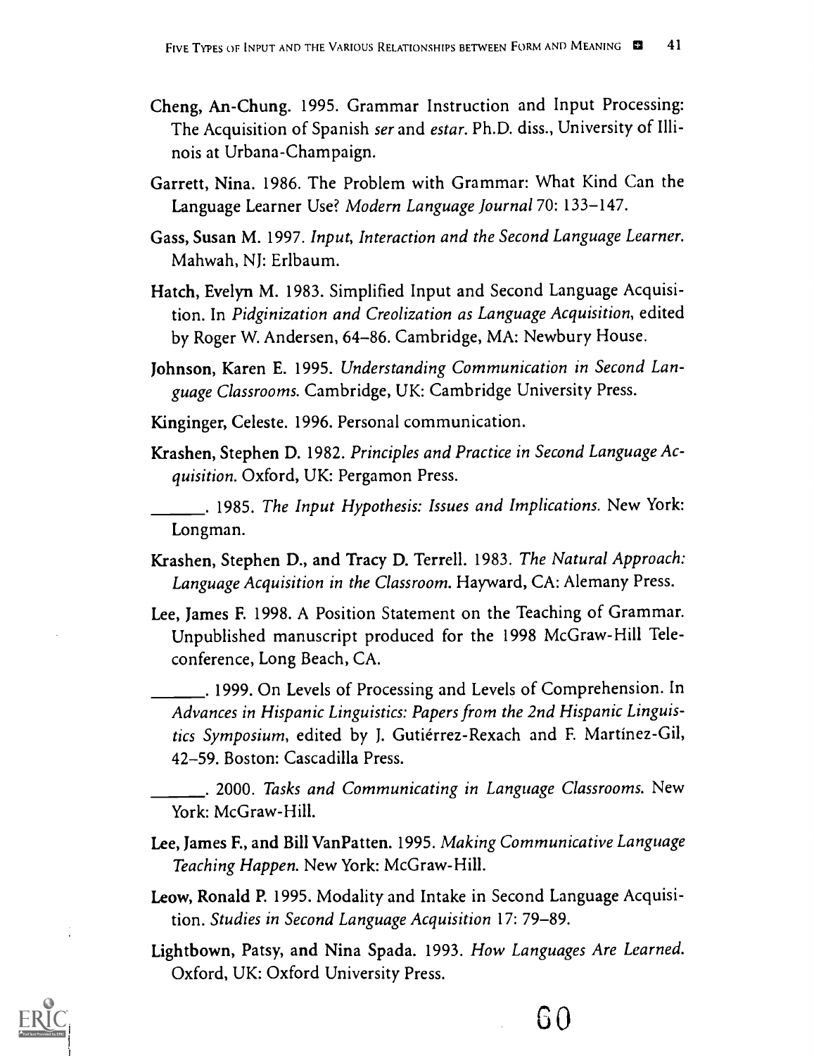Cheng, An-Chung. 1995. Grammar Instruction and Input Processing: The Acquisition of Spanish *ser* and *estar*. Ph.D. diss., University of Illinois at Urbana-Champaign.

Garrett, Nina. 1986. The Problem with Grammar: What Kind Can the Language Learner Use? *Modern Language Journal* 70: 133–147.

Gass, Susan M. 1997. *Input, Interaction and the Second Language Learner*. Mahwah, NJ: Erlbaum.

Hatch, Evelyn M. 1983. Simplified Input and Second Language Acquisition. In *Pidginization and Creolization as Language Acquisition*, edited by Roger W. Andersen, 64–86. Cambridge, MA: Newbury House.

Johnson, Karen E. 1995. *Understanding Communication in Second Language Classrooms*. Cambridge, UK: Cambridge University Press.

Kinginger, Celeste. 1996. Personal communication.

Krashen, Stephen D. 1982. *Principles and Practice in Second Language Acquisition*. Oxford, UK: Pergamon Press.

______. 1985. *The Input Hypothesis: Issues and Implications*. New York: Longman.

Krashen, Stephen D., and Tracy D. Terrell. 1983. *The Natural Approach: Language Acquisition in the Classroom*. Hayward, CA: Alemany Press.

Lee, James F. 1998. A Position Statement on the Teaching of Grammar. Unpublished manuscript produced for the 1998 McGraw-Hill Teleconference, Long Beach, CA.

______. 1999. On Levels of Processing and Levels of Comprehension. In *Advances in Hispanic Linguistics: Papers from the 2nd Hispanic Linguistics Symposium*, edited by J. Gutiérrez-Rexach and F. Martínez-Gil, 42–59. Boston: Cascadilla Press.

______. 2000. *Tasks and Communicating in Language Classrooms*. New York: McGraw-Hill.

Lee, James F., and Bill VanPatten. 1995. *Making Communicative Language Teaching Happen*. New York: McGraw-Hill.

Leow, Ronald P. 1995. Modality and Intake in Second Language Acquisition. *Studies in Second Language Acquisition* 17: 79–89.

Lightbown, Patsy, and Nina Spada. 1993. *How Languages Are Learned*. Oxford, UK: Oxford University Press.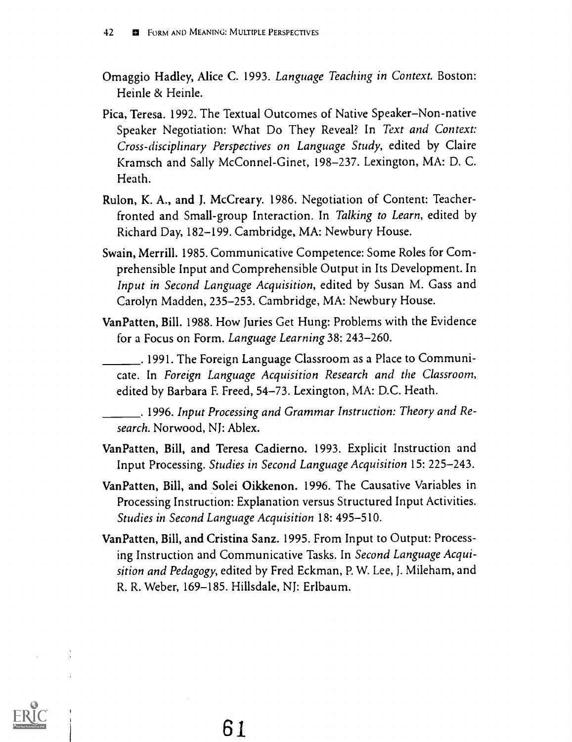Omaggio Hadley, Alice C. 1993. *Language Teaching in Context.* Boston: Heinle & Heinle.

Pica, Teresa. 1992. The Textual Outcomes of Native Speaker–Non-native Speaker Negotiation: What Do They Reveal? In *Text and Context: Cross-disciplinary Perspectives on Language Study,* edited by Claire Kramsch and Sally McConnel-Ginet, 198–237. Lexington, MA: D. C. Heath.

Rulon, K. A., and J. McCreary. 1986. Negotiation of Content: Teacher-fronted and Small-group Interaction. In *Talking to Learn,* edited by Richard Day, 182–199. Cambridge, MA: Newbury House.

Swain, Merrill. 1985. Communicative Competence: Some Roles for Comprehensible Input and Comprehensible Output in Its Development. In *Input in Second Language Acquisition,* edited by Susan M. Gass and Carolyn Madden, 235–253. Cambridge, MA: Newbury House.

VanPatten, Bill. 1988. How Juries Get Hung: Problems with the Evidence for a Focus on Form. *Language Learning* 38: 243–260.

______. 1991. The Foreign Language Classroom as a Place to Communicate. In *Foreign Language Acquisition Research and the Classroom,* edited by Barbara F. Freed, 54–73. Lexington, MA: D.C. Heath.

______. 1996. *Input Processing and Grammar Instruction: Theory and Research.* Norwood, NJ: Ablex.

VanPatten, Bill, and Teresa Cadierno. 1993. Explicit Instruction and Input Processing. *Studies in Second Language Acquisition* 15: 225–243.

VanPatten, Bill, and Solei Oikkenon. 1996. The Causative Variables in Processing Instruction: Explanation versus Structured Input Activities. *Studies in Second Language Acquisition* 18: 495–510.

VanPatten, Bill, and Cristina Sanz. 1995. From Input to Output: Processing Instruction and Communicative Tasks. In *Second Language Acquisition and Pedagogy,* edited by Fred Eckman, P. W. Lee, J. Mileham, and R. R. Weber, 169–185. Hillsdale, NJ: Erlbaum.